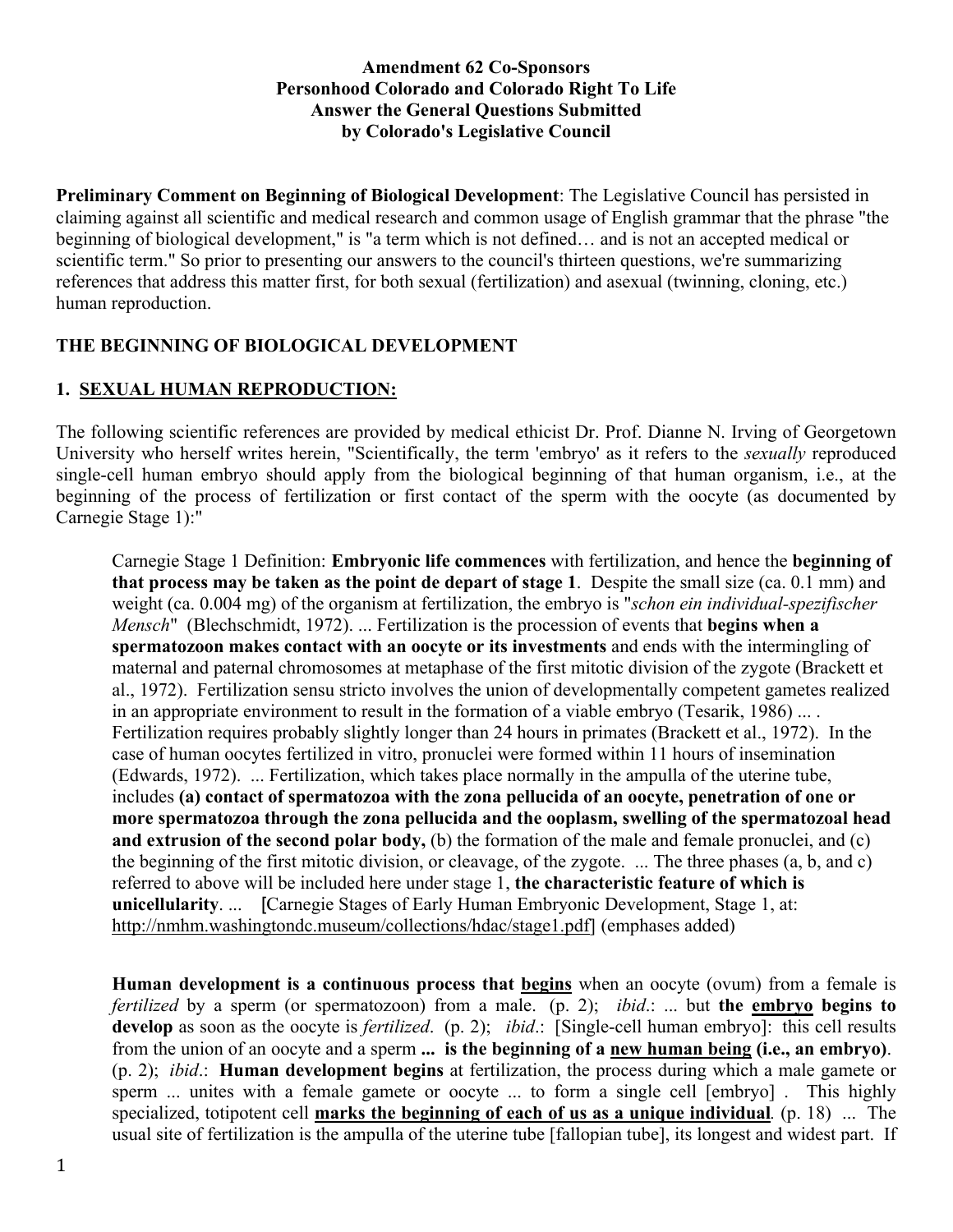**Amendment 62 Co-Sponsors**
**Personhood Colorado and Colorado Right To Life**
**Answer the General Questions Submitted**
**by Colorado's Legislative Council**

**Preliminary Comment on Beginning of Biological Development**: The Legislative Council has persisted in claiming against all scientific and medical research and common usage of English grammar that the phrase "the beginning of biological development," is "a term which is not defined… and is not an accepted medical or scientific term." So prior to presenting our answers to the council's thirteen questions, we're summarizing references that address this matter first, for both sexual (fertilization) and asexual (twinning, cloning, etc.) human reproduction.

## THE BEGINNING OF BIOLOGICAL DEVELOPMENT

### 1. <u>SEXUAL HUMAN REPRODUCTION:</u>

The following scientific references are provided by medical ethicist Dr. Prof. Dianne N. Irving of Georgetown University who herself writes herein, "Scientifically, the term 'embryo' as it refers to the *sexually* reproduced single-cell human embryo should apply from the biological beginning of that human organism, i.e., at the beginning of the process of fertilization or first contact of the sperm with the oocyte (as documented by Carnegie Stage 1):"

> Carnegie Stage 1 Definition: **Embryonic life commences** with fertilization, and hence the **beginning of that process may be taken as the point de depart of stage 1**. Despite the small size (ca. 0.1 mm) and weight (ca. 0.004 mg) of the organism at fertilization, the embryo is "*schon ein individuell-spezifischer Mensch*" (Blechschmidt, 1972). ... Fertilization is the procession of events that **begins when a spermatozoon makes contact with an oocyte or its investments** and ends with the intermingling of maternal and paternal chromosomes at metaphase of the first mitotic division of the zygote (Brackett et al., 1972). Fertilization sensu stricto involves the union of developmentally competent gametes realized in an appropriate environment to result in the formation of a viable embryo (Tesarik, 1986) ... . Fertilization requires probably slightly longer than 24 hours in primates (Brackett et al., 1972). In the case of human oocytes fertilized in vitro, pronuclei were formed within 11 hours of insemination (Edwards, 1972). ... Fertilization, which takes place normally in the ampulla of the uterine tube, includes **(a) contact of spermatozoa with the zona pellucida of an oocyte, penetration of one or more spermatozoa through the zona pellucida and the ooplasm, swelling of the spermatozoal head and extrusion of the second polar body,** (b) the formation of the male and female pronuclei, and (c) the beginning of the first mitotic division, or cleavage, of the zygote. ... The three phases (a, b, and c) referred to above will be included here under stage 1, **the characteristic feature of which is unicellularity**. ... **[**Carnegie Stages of Early Human Embryonic Development, Stage 1, at: <u>http://nmhm.washingtondc.museum/collections/hdac/stage1.pdf</u>] (emphases added)
>
> **Human development is a continuous process that <u>begins</u>** when an oocyte (ovum) from a female is *fertilized* by a sperm (or spermatozoon) from a male. (p. 2); *ibid*.: ... but **the <u>embryo</u> begins to develop** as soon as the oocyte is *fertilized*. (p. 2); *ibid*.: [Single-cell human embryo]: this cell results from the union of an oocyte and a sperm **... is the beginning of a <u>new human being</u> (i.e., an embryo)**. (p. 2); *ibid*.: **Human development begins** at fertilization, the process during which a male gamete or sperm ... unites with a female gamete or oocyte ... to form a single cell [embryo] . This highly specialized, totipotent cell **<u>marks the beginning of each of us as a unique individual</u>**. (p. 18) ... The usual site of fertilization is the ampulla of the uterine tube [fallopian tube], its longest and widest part. If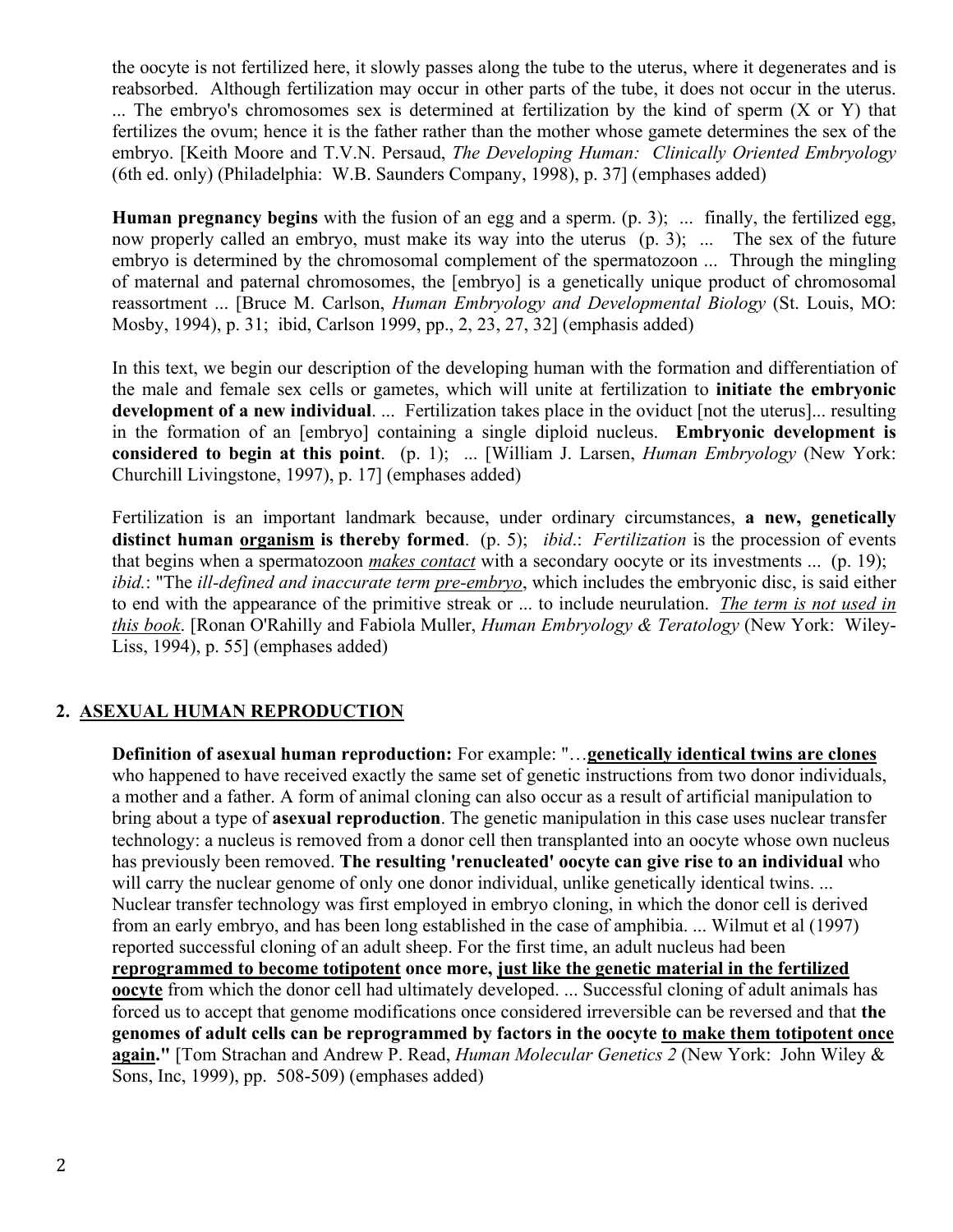the oocyte is not fertilized here, it slowly passes along the tube to the uterus, where it degenerates and is reabsorbed. Although fertilization may occur in other parts of the tube, it does not occur in the uterus. ... The embryo's chromosomes sex is determined at fertilization by the kind of sperm (X or Y) that fertilizes the ovum; hence it is the father rather than the mother whose gamete determines the sex of the embryo. [Keith Moore and T.V.N. Persaud, *The Developing Human: Clinically Oriented Embryology* (6th ed. only) (Philadelphia: W.B. Saunders Company, 1998), p. 37] (emphases added)

**Human pregnancy begins** with the fusion of an egg and a sperm. (p. 3); ... finally, the fertilized egg, now properly called an embryo, must make its way into the uterus (p. 3); ... The sex of the future embryo is determined by the chromosomal complement of the spermatozoon ... Through the mingling of maternal and paternal chromosomes, the [embryo] is a genetically unique product of chromosomal reassortment ... [Bruce M. Carlson, *Human Embryology and Developmental Biology* (St. Louis, MO: Mosby, 1994), p. 31; ibid, Carlson 1999, pp., 2, 23, 27, 32] (emphasis added)

In this text, we begin our description of the developing human with the formation and differentiation of the male and female sex cells or gametes, which will unite at fertilization to **initiate the embryonic development of a new individual**. ... Fertilization takes place in the oviduct [not the uterus]... resulting in the formation of an [embryo] containing a single diploid nucleus. **Embryonic development is considered to begin at this point**. (p. 1); ... [William J. Larsen, *Human Embryology* (New York: Churchill Livingstone, 1997), p. 17] (emphases added)

Fertilization is an important landmark because, under ordinary circumstances, **a new, genetically distinct human <u>organism</u> is thereby formed**. (p. 5); *ibid*.: *Fertilization* is the procession of events that begins when a spermatozoon <u>*makes contact*</u> with a secondary oocyte or its investments ... (p. 19); *ibid*.: "The *ill-defined and inaccurate term <u>pre-embryo</u>*, which includes the embryonic disc, is said either to end with the appearance of the primitive streak or ... to include neurulation. <u>*The term is not used in this book*</u>. [Ronan O'Rahilly and Fabiola Muller, *Human Embryology & Teratology* (New York: Wiley-Liss, 1994), p. 55] (emphases added)

## 2. <u>ASEXUAL HUMAN REPRODUCTION</u>

**Definition of asexual human reproduction:** For example: "…**<u>genetically identical twins are clones</u>** who happened to have received exactly the same set of genetic instructions from two donor individuals, a mother and a father. A form of animal cloning can also occur as a result of artificial manipulation to bring about a type of **asexual reproduction**. The genetic manipulation in this case uses nuclear transfer technology: a nucleus is removed from a donor cell then transplanted into an oocyte whose own nucleus has previously been removed. **The resulting 'renucleated' oocyte can give rise to an individual** who will carry the nuclear genome of only one donor individual, unlike genetically identical twins. ... Nuclear transfer technology was first employed in embryo cloning, in which the donor cell is derived from an early embryo, and has been long established in the case of amphibia. ... Wilmut et al (1997) reported successful cloning of an adult sheep. For the first time, an adult nucleus had been **<u>reprogrammed to become totipotent</u>** once more, **<u>just like the genetic material in the fertilized oocyte</u>** from which the donor cell had ultimately developed. ... Successful cloning of adult animals has forced us to accept that genome modifications once considered irreversible can be reversed and that **the genomes of adult cells can be reprogrammed by factors in the oocyte <u>to make them totipotent once again</u>."** [Tom Strachan and Andrew P. Read, *Human Molecular Genetics 2* (New York: John Wiley & Sons, Inc, 1999), pp. 508-509) (emphases added)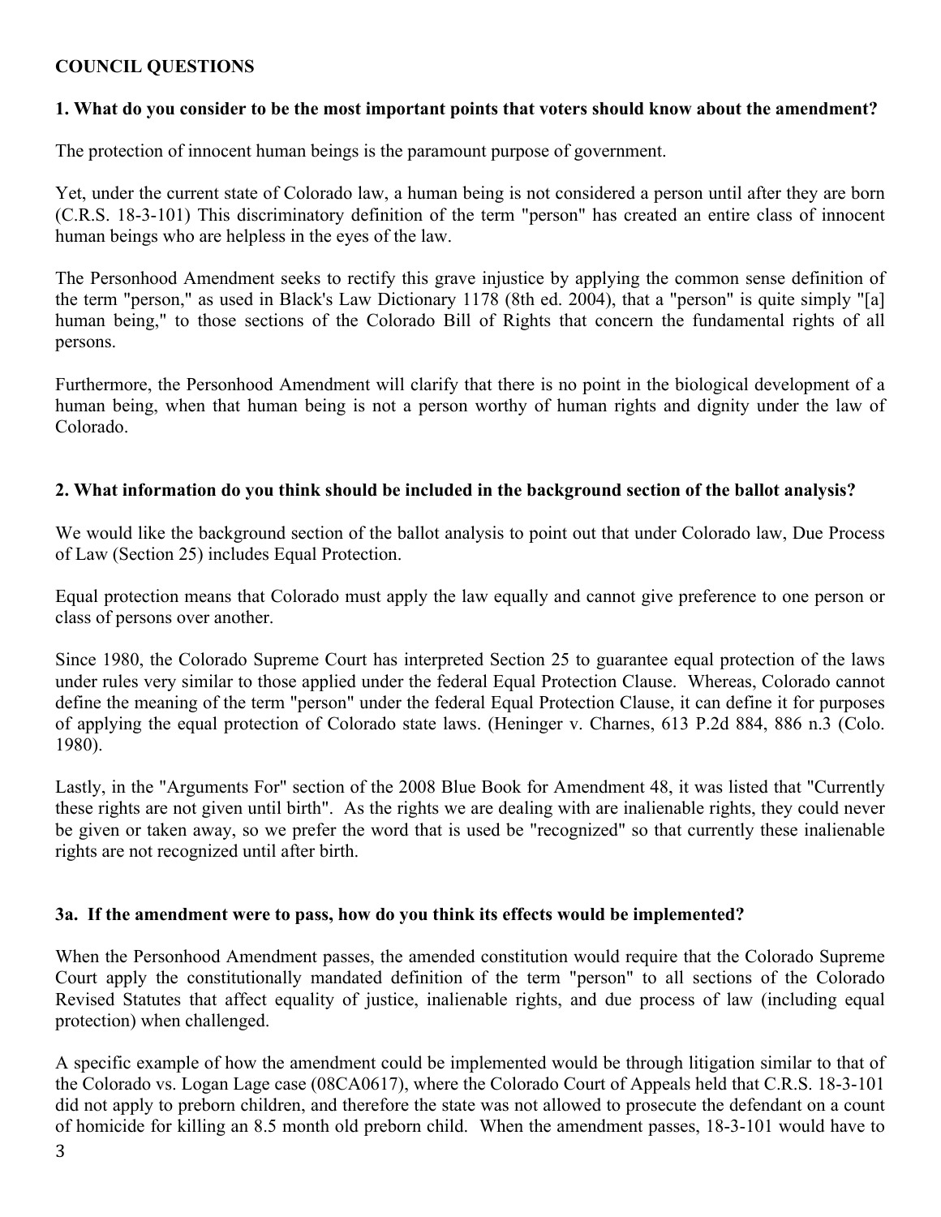## COUNCIL QUESTIONS

### 1. What do you consider to be the most important points that voters should know about the amendment?

The protection of innocent human beings is the paramount purpose of government.

Yet, under the current state of Colorado law, a human being is not considered a person until after they are born (C.R.S. 18-3-101) This discriminatory definition of the term "person" has created an entire class of innocent human beings who are helpless in the eyes of the law.

The Personhood Amendment seeks to rectify this grave injustice by applying the common sense definition of the term "person," as used in Black's Law Dictionary 1178 (8th ed. 2004), that a "person" is quite simply "[a] human being," to those sections of the Colorado Bill of Rights that concern the fundamental rights of all persons.

Furthermore, the Personhood Amendment will clarify that there is no point in the biological development of a human being, when that human being is not a person worthy of human rights and dignity under the law of Colorado.

### 2. What information do you think should be included in the background section of the ballot analysis?

We would like the background section of the ballot analysis to point out that under Colorado law, Due Process of Law (Section 25) includes Equal Protection.

Equal protection means that Colorado must apply the law equally and cannot give preference to one person or class of persons over another.

Since 1980, the Colorado Supreme Court has interpreted Section 25 to guarantee equal protection of the laws under rules very similar to those applied under the federal Equal Protection Clause. Whereas, Colorado cannot define the meaning of the term "person" under the federal Equal Protection Clause, it can define it for purposes of applying the equal protection of Colorado state laws. (Heninger v. Charnes, 613 P.2d 884, 886 n.3 (Colo. 1980).

Lastly, in the "Arguments For" section of the 2008 Blue Book for Amendment 48, it was listed that "Currently these rights are not given until birth". As the rights we are dealing with are inalienable rights, they could never be given or taken away, so we prefer the word that is used be "recognized" so that currently these inalienable rights are not recognized until after birth.

### 3a. If the amendment were to pass, how do you think its effects would be implemented?

When the Personhood Amendment passes, the amended constitution would require that the Colorado Supreme Court apply the constitutionally mandated definition of the term "person" to all sections of the Colorado Revised Statutes that affect equality of justice, inalienable rights, and due process of law (including equal protection) when challenged.

A specific example of how the amendment could be implemented would be through litigation similar to that of the Colorado vs. Logan Lage case (08CA0617), where the Colorado Court of Appeals held that C.R.S. 18-3-101 did not apply to preborn children, and therefore the state was not allowed to prosecute the defendant on a count of homicide for killing an 8.5 month old preborn child. When the amendment passes, 18-3-101 would have to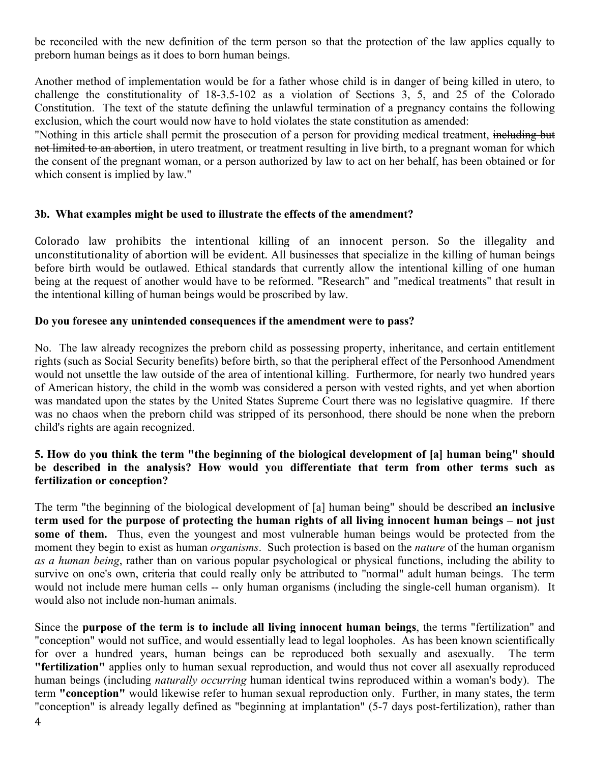be reconciled with the new definition of the term person so that the protection of the law applies equally to preborn human beings as it does to born human beings.

Another method of implementation would be for a father whose child is in danger of being killed in utero, to challenge the constitutionality of 18-3.5-102 as a violation of Sections 3, 5, and 25 of the Colorado Constitution. The text of the statute defining the unlawful termination of a pregnancy contains the following exclusion, which the court would now have to hold violates the state constitution as amended:

"Nothing in this article shall permit the prosecution of a person for providing medical treatment, ~~including but not limited to an abortion~~, in utero treatment, or treatment resulting in live birth, to a pregnant woman for which the consent of the pregnant woman, or a person authorized by law to act on her behalf, has been obtained or for which consent is implied by law."

**3b. What examples might be used to illustrate the effects of the amendment?**

Colorado law prohibits the intentional killing of an innocent person. So the illegality and unconstitutionality of abortion will be evident. All businesses that specialize in the killing of human beings before birth would be outlawed. Ethical standards that currently allow the intentional killing of one human being at the request of another would have to be reformed. "Research" and "medical treatments" that result in the intentional killing of human beings would be proscribed by law.

**Do you foresee any unintended consequences if the amendment were to pass?**

No. The law already recognizes the preborn child as possessing property, inheritance, and certain entitlement rights (such as Social Security benefits) before birth, so that the peripheral effect of the Personhood Amendment would not unsettle the law outside of the area of intentional killing. Furthermore, for nearly two hundred years of American history, the child in the womb was considered a person with vested rights, and yet when abortion was mandated upon the states by the United States Supreme Court there was no legislative quagmire. If there was no chaos when the preborn child was stripped of its personhood, there should be none when the preborn child's rights are again recognized.

**5. How do you think the term "the beginning of the biological development of [a] human being" should be described in the analysis? How would you differentiate that term from other terms such as fertilization or conception?**

The term "the beginning of the biological development of [a] human being" should be described **an inclusive term used for the purpose of protecting the human rights of all living innocent human beings – not just some of them.** Thus, even the youngest and most vulnerable human beings would be protected from the moment they begin to exist as human *organisms*. Such protection is based on the *nature* of the human organism *as a human being*, rather than on various popular psychological or physical functions, including the ability to survive on one's own, criteria that could really only be attributed to "normal" adult human beings. The term would not include mere human cells -- only human organisms (including the single-cell human organism). It would also not include non-human animals.

Since the **purpose of the term is to include all living innocent human beings**, the terms "fertilization" and "conception" would not suffice, and would essentially lead to legal loopholes. As has been known scientifically for over a hundred years, human beings can be reproduced both sexually and asexually. The term **"fertilization"** applies only to human sexual reproduction, and would thus not cover all asexually reproduced human beings (including *naturally occurring* human identical twins reproduced within a woman's body). The term **"conception"** would likewise refer to human sexual reproduction only. Further, in many states, the term "conception" is already legally defined as "beginning at implantation" (5-7 days post-fertilization), rather than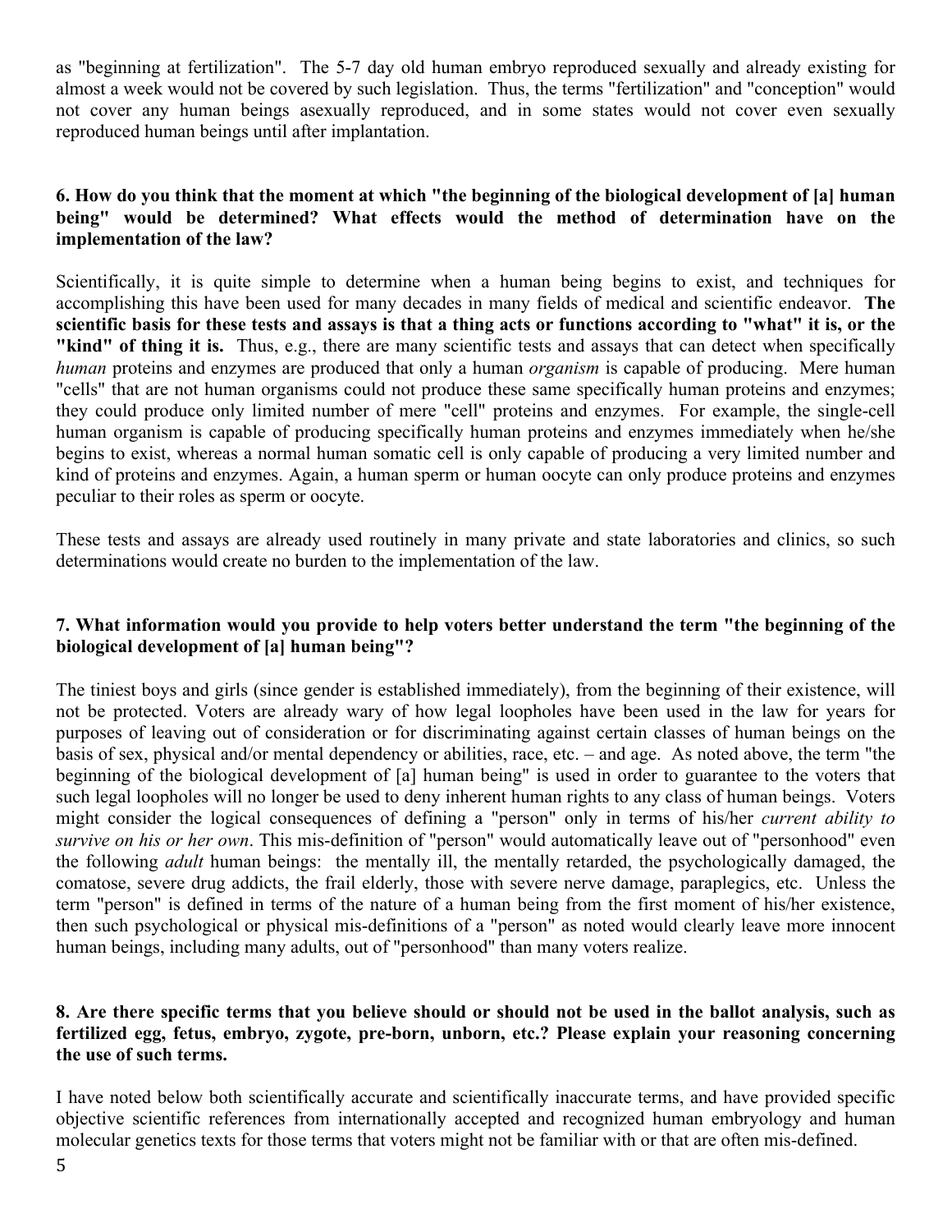as "beginning at fertilization". The 5-7 day old human embryo reproduced sexually and already existing for almost a week would not be covered by such legislation. Thus, the terms "fertilization" and "conception" would not cover any human beings asexually reproduced, and in some states would not cover even sexually reproduced human beings until after implantation.

**6. How do you think that the moment at which "the beginning of the biological development of [a] human being" would be determined? What effects would the method of determination have on the implementation of the law?**

Scientifically, it is quite simple to determine when a human being begins to exist, and techniques for accomplishing this have been used for many decades in many fields of medical and scientific endeavor. **The scientific basis for these tests and assays is that a thing acts or functions according to "what" it is, or the "kind" of thing it is.** Thus, e.g., there are many scientific tests and assays that can detect when specifically *human* proteins and enzymes are produced that only a human *organism* is capable of producing. Mere human "cells" that are not human organisms could not produce these same specifically human proteins and enzymes; they could produce only limited number of mere "cell" proteins and enzymes. For example, the single-cell human organism is capable of producing specifically human proteins and enzymes immediately when he/she begins to exist, whereas a normal human somatic cell is only capable of producing a very limited number and kind of proteins and enzymes. Again, a human sperm or human oocyte can only produce proteins and enzymes peculiar to their roles as sperm or oocyte.

These tests and assays are already used routinely in many private and state laboratories and clinics, so such determinations would create no burden to the implementation of the law.

**7. What information would you provide to help voters better understand the term "the beginning of the biological development of [a] human being"?**

The tiniest boys and girls (since gender is established immediately), from the beginning of their existence, will not be protected. Voters are already wary of how legal loopholes have been used in the law for years for purposes of leaving out of consideration or for discriminating against certain classes of human beings on the basis of sex, physical and/or mental dependency or abilities, race, etc. – and age. As noted above, the term "the beginning of the biological development of [a] human being" is used in order to guarantee to the voters that such legal loopholes will no longer be used to deny inherent human rights to any class of human beings. Voters might consider the logical consequences of defining a "person" only in terms of his/her *current ability to survive on his or her own*. This mis-definition of "person" would automatically leave out of "personhood" even the following *adult* human beings: the mentally ill, the mentally retarded, the psychologically damaged, the comatose, severe drug addicts, the frail elderly, those with severe nerve damage, paraplegics, etc. Unless the term "person" is defined in terms of the nature of a human being from the first moment of his/her existence, then such psychological or physical mis-definitions of a "person" as noted would clearly leave more innocent human beings, including many adults, out of "personhood" than many voters realize.

**8. Are there specific terms that you believe should or should not be used in the ballot analysis, such as fertilized egg, fetus, embryo, zygote, pre-born, unborn, etc.? Please explain your reasoning concerning the use of such terms.**

I have noted below both scientifically accurate and scientifically inaccurate terms, and have provided specific objective scientific references from internationally accepted and recognized human embryology and human molecular genetics texts for those terms that voters might not be familiar with or that are often mis-defined.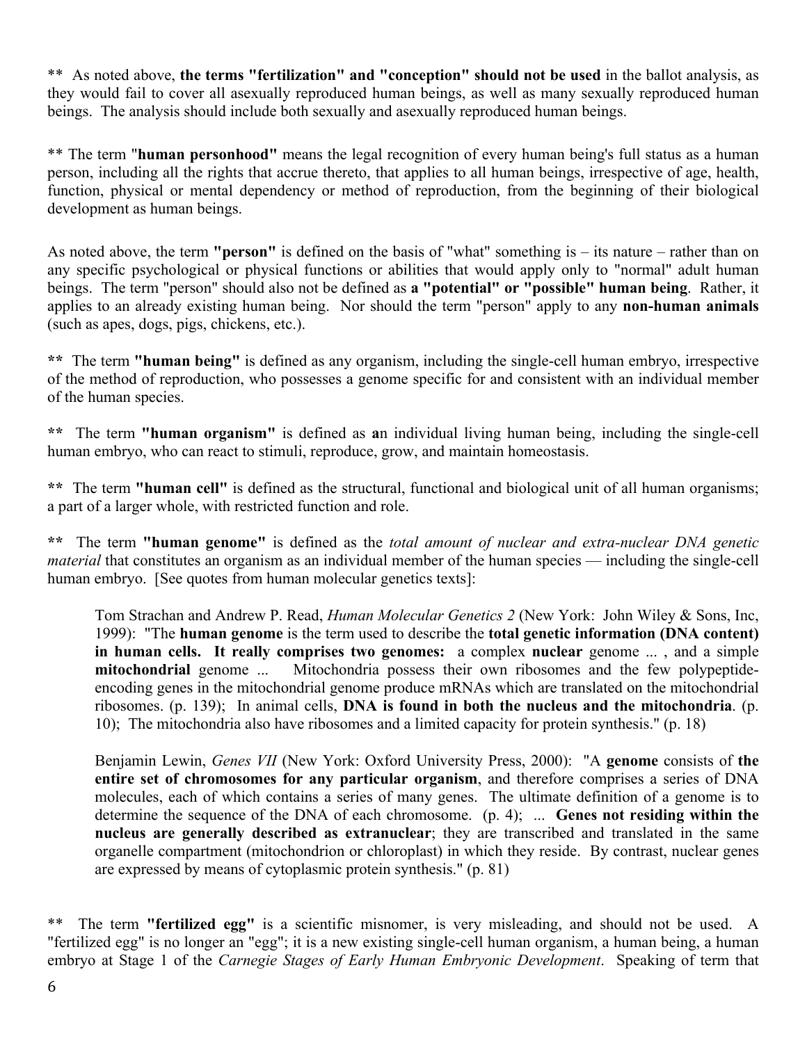** As noted above, **the terms "fertilization" and "conception" should not be used** in the ballot analysis, as they would fail to cover all asexually reproduced human beings, as well as many sexually reproduced human beings. The analysis should include both sexually and asexually reproduced human beings.

** The term "**human personhood"** means the legal recognition of every human being's full status as a human person, including all the rights that accrue thereto, that applies to all human beings, irrespective of age, health, function, physical or mental dependency or method of reproduction, from the beginning of their biological development as human beings.

As noted above, the term **"person"** is defined on the basis of "what" something is – its nature – rather than on any specific psychological or physical functions or abilities that would apply only to "normal" adult human beings. The term "person" should also not be defined as **a "potential" or "possible" human being**. Rather, it applies to an already existing human being. Nor should the term "person" apply to any **non-human animals** (such as apes, dogs, pigs, chickens, etc.).

**\*\*** The term **"human being"** is defined as any organism, including the single-cell human embryo, irrespective of the method of reproduction, who possesses a genome specific for and consistent with an individual member of the human species.

**\*\*** The term **"human organism"** is defined as **a**n individual living human being, including the single-cell human embryo, who can react to stimuli, reproduce, grow, and maintain homeostasis.

**\*\*** The term **"human cell"** is defined as the structural, functional and biological unit of all human organisms; a part of a larger whole, with restricted function and role.

**\*\*** The term **"human genome"** is defined as the *total amount of nuclear and extra-nuclear DNA genetic material* that constitutes an organism as an individual member of the human species — including the single-cell human embryo. [See quotes from human molecular genetics texts]:

> Tom Strachan and Andrew P. Read, *Human Molecular Genetics 2* (New York: John Wiley & Sons, Inc, 1999): "The **human genome** is the term used to describe the **total genetic information (DNA content) in human cells. It really comprises two genomes:** a complex **nuclear** genome ... , and a simple **mitochondrial** genome ... Mitochondria possess their own ribosomes and the few polypeptide-encoding genes in the mitochondrial genome produce mRNAs which are translated on the mitochondrial ribosomes. (p. 139); In animal cells, **DNA is found in both the nucleus and the mitochondria**. (p. 10); The mitochondria also have ribosomes and a limited capacity for protein synthesis." (p. 18)

> Benjamin Lewin, *Genes VII* (New York: Oxford University Press, 2000): "A **genome** consists of **the entire set of chromosomes for any particular organism**, and therefore comprises a series of DNA molecules, each of which contains a series of many genes. The ultimate definition of a genome is to determine the sequence of the DNA of each chromosome. (p. 4); ... **Genes not residing within the nucleus are generally described as extranuclear**; they are transcribed and translated in the same organelle compartment (mitochondrion or chloroplast) in which they reside. By contrast, nuclear genes are expressed by means of cytoplasmic protein synthesis." (p. 81)

** The term **"fertilized egg"** is a scientific misnomer, is very misleading, and should not be used. A "fertilized egg" is no longer an "egg"; it is a new existing single-cell human organism, a human being, a human embryo at Stage 1 of the *Carnegie Stages of Early Human Embryonic Development*. Speaking of term that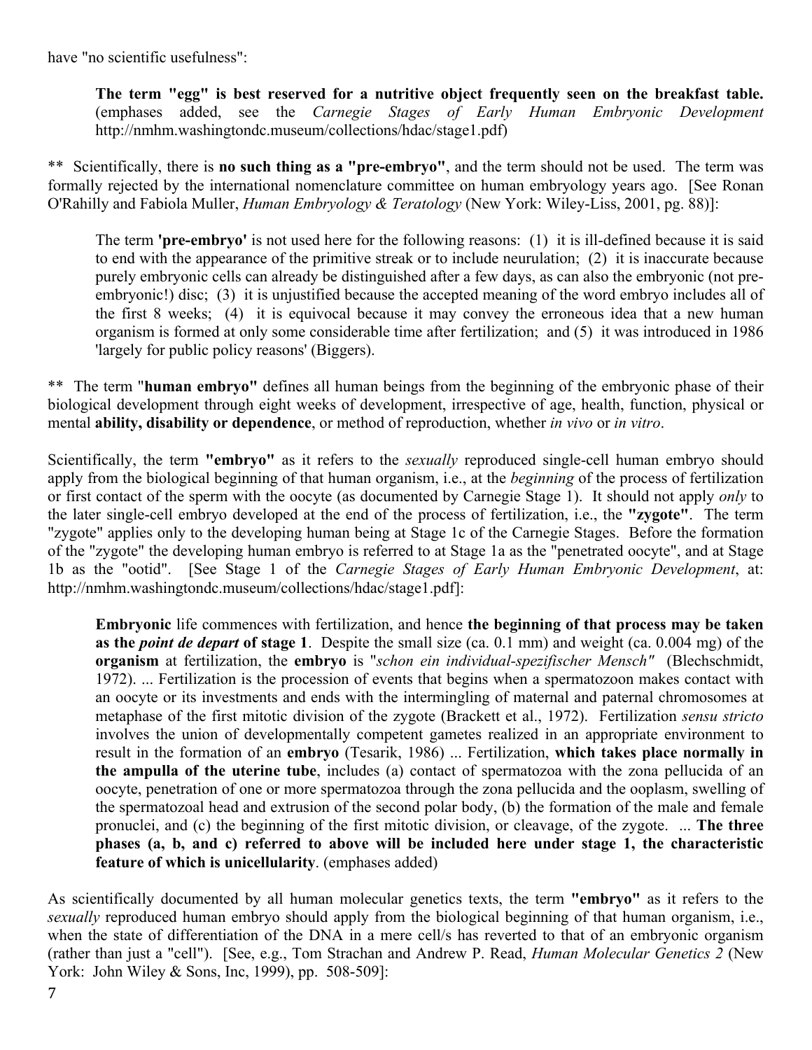have "no scientific usefulness":

> **The term "egg" is best reserved for a nutritive object frequently seen on the breakfast table.** (emphases added, see the *Carnegie Stages of Early Human Embryonic Development* http://nmhm.washingtondc.museum/collections/hdac/stage1.pdf)

** Scientifically, there is **no such thing as a "pre-embryo"**, and the term should not be used. The term was formally rejected by the international nomenclature committee on human embryology years ago. [See Ronan O'Rahilly and Fabiola Muller, *Human Embryology & Teratology* (New York: Wiley-Liss, 2001, pg. 88)]:

> The term **'pre-embryo'** is not used here for the following reasons: (1) it is ill-defined because it is said to end with the appearance of the primitive streak or to include neurulation; (2) it is inaccurate because purely embryonic cells can already be distinguished after a few days, as can also the embryonic (not pre-embryonic!) disc; (3) it is unjustified because the accepted meaning of the word embryo includes all of the first 8 weeks; (4) it is equivocal because it may convey the erroneous idea that a new human organism is formed at only some considerable time after fertilization; and (5) it was introduced in 1986 'largely for public policy reasons' (Biggers).

** The term "**human embryo"** defines all human beings from the beginning of the embryonic phase of their biological development through eight weeks of development, irrespective of age, health, function, physical or mental **ability, disability or dependence**, or method of reproduction, whether *in vivo* or *in vitro*.

Scientifically, the term **"embryo"** as it refers to the *sexually* reproduced single-cell human embryo should apply from the biological beginning of that human organism, i.e., at the *beginning* of the process of fertilization or first contact of the sperm with the oocyte (as documented by Carnegie Stage 1). It should not apply *only* to the later single-cell embryo developed at the end of the process of fertilization, i.e., the **"zygote"**. The term "zygote" applies only to the developing human being at Stage 1c of the Carnegie Stages. Before the formation of the "zygote" the developing human embryo is referred to at Stage 1a as the "penetrated oocyte", and at Stage 1b as the "ootid". [See Stage 1 of the *Carnegie Stages of Early Human Embryonic Development*, at: http://nmhm.washingtondc.museum/collections/hdac/stage1.pdf]:

> **Embryonic** life commences with fertilization, and hence **the beginning of that process may be taken as the *point de depart* of stage 1**. Despite the small size (ca. 0.1 mm) and weight (ca. 0.004 mg) of the **organism** at fertilization, the **embryo** is "*schon ein individual-spezifischer Mensch"* (Blechschmidt, 1972). ... Fertilization is the procession of events that begins when a spermatozoon makes contact with an oocyte or its investments and ends with the intermingling of maternal and paternal chromosomes at metaphase of the first mitotic division of the zygote (Brackett et al., 1972). Fertilization *sensu stricto* involves the union of developmentally competent gametes realized in an appropriate environment to result in the formation of an **embryo** (Tesarik, 1986) ... Fertilization, **which takes place normally in the ampulla of the uterine tube**, includes (a) contact of spermatozoa with the zona pellucida of an oocyte, penetration of one or more spermatozoa through the zona pellucida and the ooplasm, swelling of the spermatozoal head and extrusion of the second polar body, (b) the formation of the male and female pronuclei, and (c) the beginning of the first mitotic division, or cleavage, of the zygote. ... **The three phases (a, b, and c) referred to above will be included here under stage 1, the characteristic feature of which is unicellularity**. (emphases added)

As scientifically documented by all human molecular genetics texts, the term **"embryo"** as it refers to the *sexually* reproduced human embryo should apply from the biological beginning of that human organism, i.e., when the state of differentiation of the DNA in a mere cell/s has reverted to that of an embryonic organism (rather than just a "cell"). [See, e.g., Tom Strachan and Andrew P. Read, *Human Molecular Genetics 2* (New York: John Wiley & Sons, Inc, 1999), pp. 508-509]: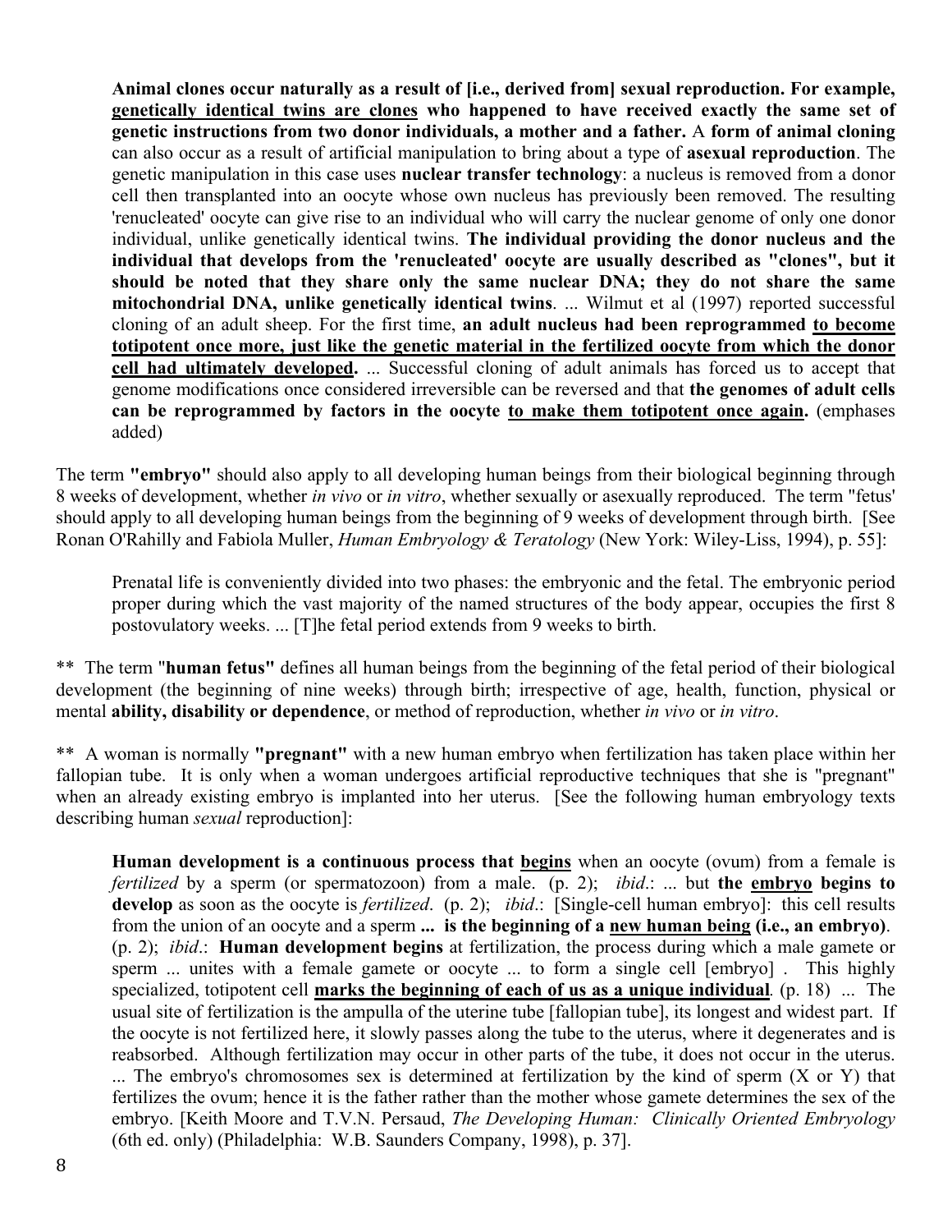> **Animal clones occur naturally as a result of [i.e., derived from] sexual reproduction. For example, <u>genetically identical twins are clones</u> who happened to have received exactly the same set of genetic instructions from two donor individuals, a mother and a father.** A **form of animal cloning** can also occur as a result of artificial manipulation to bring about a type of **asexual reproduction**. The genetic manipulation in this case uses **nuclear transfer technology**: a nucleus is removed from a donor cell then transplanted into an oocyte whose own nucleus has previously been removed. The resulting 'renucleated' oocyte can give rise to an individual who will carry the nuclear genome of only one donor individual, unlike genetically identical twins. **The individual providing the donor nucleus and the individual that develops from the 'renucleated' oocyte are usually described as "clones", but it should be noted that they share only the same nuclear DNA; they do not share the same mitochondrial DNA, unlike genetically identical twins**. ... Wilmut et al (1997) reported successful cloning of an adult sheep. For the first time, **an adult nucleus had been reprogrammed <u>to become totipotent once more, just like the genetic material in the fertilized oocyte from which the donor cell had ultimately developed</u>.** ... Successful cloning of adult animals has forced us to accept that genome modifications once considered irreversible can be reversed and that **the genomes of adult cells can be reprogrammed by factors in the oocyte <u>to make them totipotent once again</u>.** (emphases added)

The term **"embryo"** should also apply to all developing human beings from their biological beginning through 8 weeks of development, whether *in vivo* or *in vitro*, whether sexually or asexually reproduced. The term "fetus' should apply to all developing human beings from the beginning of 9 weeks of development through birth. [See Ronan O'Rahilly and Fabiola Muller, *Human Embryology & Teratology* (New York: Wiley-Liss, 1994), p. 55]:

> Prenatal life is conveniently divided into two phases: the embryonic and the fetal. The embryonic period proper during which the vast majority of the named structures of the body appear, occupies the first 8 postovulatory weeks. ... [T]he fetal period extends from 9 weeks to birth.

** The term "**human fetus"** defines all human beings from the beginning of the fetal period of their biological development (the beginning of nine weeks) through birth; irrespective of age, health, function, physical or mental **ability, disability or dependence**, or method of reproduction, whether *in vivo* or *in vitro*.

** A woman is normally **"pregnant"** with a new human embryo when fertilization has taken place within her fallopian tube. It is only when a woman undergoes artificial reproductive techniques that she is "pregnant" when an already existing embryo is implanted into her uterus. [See the following human embryology texts describing human *sexual* reproduction]:

> **Human development is a continuous process that <u>begins</u>** when an oocyte (ovum) from a female is *fertilized* by a sperm (or spermatozoon) from a male. (p. 2); *ibid*.: ... but **the <u>embryo</u> begins to develop** as soon as the oocyte is *fertilized*. (p. 2); *ibid*.: [Single-cell human embryo]: this cell results from the union of an oocyte and a sperm **... is the beginning of a <u>new human being</u> (i.e., an embryo)**. (p. 2); *ibid*.: **Human development begins** at fertilization, the process during which a male gamete or sperm ... unites with a female gamete or oocyte ... to form a single cell [embryo] . This highly specialized, totipotent cell **<u>marks the beginning of each of us as a unique individual</u>**. (p. 18) ... The usual site of fertilization is the ampulla of the uterine tube [fallopian tube], its longest and widest part. If the oocyte is not fertilized here, it slowly passes along the tube to the uterus, where it degenerates and is reabsorbed. Although fertilization may occur in other parts of the tube, it does not occur in the uterus. ... The embryo's chromosomes sex is determined at fertilization by the kind of sperm (X or Y) that fertilizes the ovum; hence it is the father rather than the mother whose gamete determines the sex of the embryo. [Keith Moore and T.V.N. Persaud, *The Developing Human: Clinically Oriented Embryology* (6th ed. only) (Philadelphia: W.B. Saunders Company, 1998), p. 37].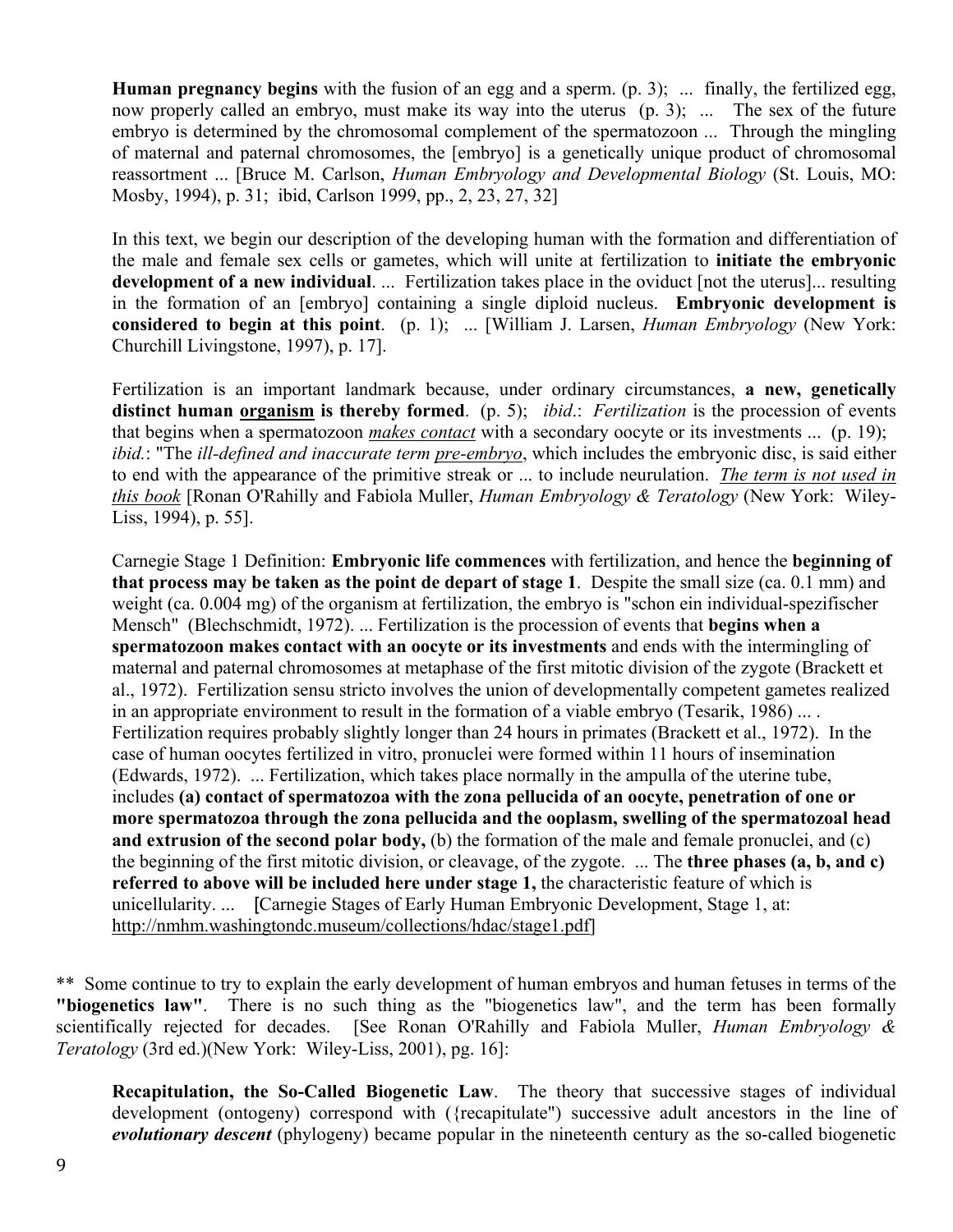**Human pregnancy begins** with the fusion of an egg and a sperm. (p. 3); ... finally, the fertilized egg, now properly called an embryo, must make its way into the uterus (p. 3); ... The sex of the future embryo is determined by the chromosomal complement of the spermatozoon ... Through the mingling of maternal and paternal chromosomes, the [embryo] is a genetically unique product of chromosomal reassortment ... [Bruce M. Carlson, *Human Embryology and Developmental Biology* (St. Louis, MO: Mosby, 1994), p. 31; ibid, Carlson 1999, pp., 2, 23, 27, 32]

In this text, we begin our description of the developing human with the formation and differentiation of the male and female sex cells or gametes, which will unite at fertilization to **initiate the embryonic development of a new individual**. ... Fertilization takes place in the oviduct [not the uterus]... resulting in the formation of an [embryo] containing a single diploid nucleus. **Embryonic development is considered to begin at this point**. (p. 1); ... [William J. Larsen, *Human Embryology* (New York: Churchill Livingstone, 1997), p. 17].

Fertilization is an important landmark because, under ordinary circumstances, **a new, genetically distinct human <u>organism</u> is thereby formed**. (p. 5); *ibid*.: *Fertilization* is the procession of events that begins when a spermatozoon ***<u>makes contact</u>*** with a secondary oocyte or its investments ... (p. 19); *ibid*.: "The *ill-defined and inaccurate term <u>pre-embryo</u>*, which includes the embryonic disc, is said either to end with the appearance of the primitive streak or ... to include neurulation. ***<u>The term is not used in this book</u>*** [Ronan O'Rahilly and Fabiola Muller, *Human Embryology & Teratology* (New York: Wiley-Liss, 1994), p. 55].

Carnegie Stage 1 Definition: **Embryonic life commences** with fertilization, and hence the **beginning of that process may be taken as the point de depart of stage 1**. Despite the small size (ca. 0.1 mm) and weight (ca. 0.004 mg) of the organism at fertilization, the embryo is "schon ein individual-spezifischer Mensch" (Blechschmidt, 1972). ... Fertilization is the procession of events that **begins when a spermatozoon makes contact with an oocyte or its investments** and ends with the intermingling of maternal and paternal chromosomes at metaphase of the first mitotic division of the zygote (Brackett et al., 1972). Fertilization sensu stricto involves the union of developmentally competent gametes realized in an appropriate environment to result in the formation of a viable embryo (Tesarik, 1986) ... . Fertilization requires probably slightly longer than 24 hours in primates (Brackett et al., 1972). In the case of human oocytes fertilized in vitro, pronuclei were formed within 11 hours of insemination (Edwards, 1972). ... Fertilization, which takes place normally in the ampulla of the uterine tube, includes **(a) contact of spermatozoa with the zona pellucida of an oocyte, penetration of one or more spermatozoa through the zona pellucida and the ooplasm, swelling of the spermatozoal head and extrusion of the second polar body,** (b) the formation of the male and female pronuclei, and (c) the beginning of the first mitotic division, or cleavage, of the zygote. ... The **three phases (a, b, and c) referred to above will be included here under stage 1,** the characteristic feature of which is unicellularity. ... **[**Carnegie Stages of Early Human Embryonic Development, Stage 1, at: <u>http://nmhm.washingtondc.museum/collections/hdac/stage1.pdf</u>]

** Some continue to try to explain the early development of human embryos and human fetuses in terms of the **"biogenetics law"**. There is no such thing as the "biogenetics law", and the term has been formally scientifically rejected for decades. [See Ronan O'Rahilly and Fabiola Muller, *Human Embryology & Teratology* (3rd ed.)(New York: Wiley-Liss, 2001), pg. 16]:

**Recapitulation, the So-Called Biogenetic Law**. The theory that successive stages of individual development (ontogeny) correspond with ({recapitulate") successive adult ancestors in the line of ***evolutionary descent*** (phylogeny) became popular in the nineteenth century as the so-called biogenetic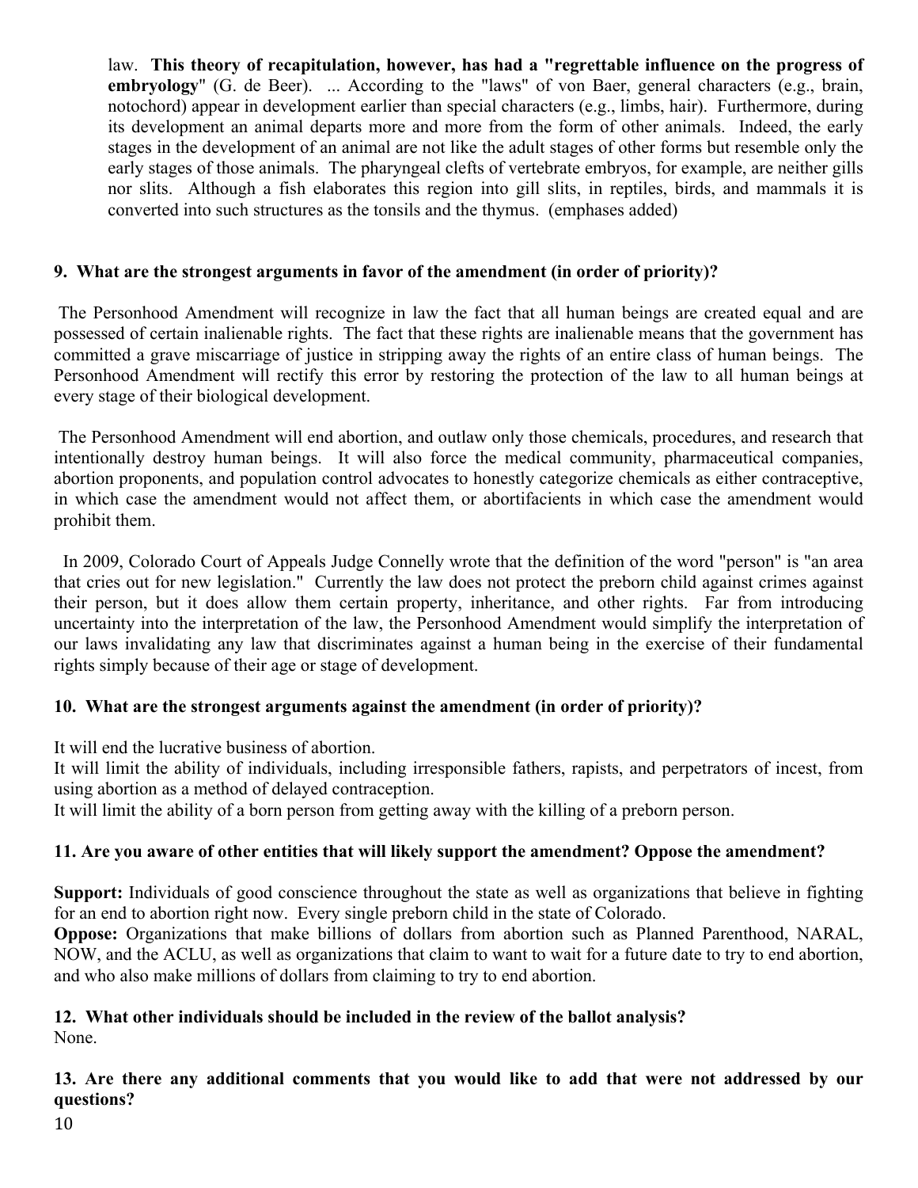law. **This theory of recapitulation, however, has had a "regrettable influence on the progress of embryology**" (G. de Beer). ... According to the "laws" of von Baer, general characters (e.g., brain, notochord) appear in development earlier than special characters (e.g., limbs, hair). Furthermore, during its development an animal departs more and more from the form of other animals. Indeed, the early stages in the development of an animal are not like the adult stages of other forms but resemble only the early stages of those animals. The pharyngeal clefts of vertebrate embryos, for example, are neither gills nor slits. Although a fish elaborates this region into gill slits, in reptiles, birds, and mammals it is converted into such structures as the tonsils and the thymus. (emphases added)

**9. What are the strongest arguments in favor of the amendment (in order of priority)?**

The Personhood Amendment will recognize in law the fact that all human beings are created equal and are possessed of certain inalienable rights. The fact that these rights are inalienable means that the government has committed a grave miscarriage of justice in stripping away the rights of an entire class of human beings. The Personhood Amendment will rectify this error by restoring the protection of the law to all human beings at every stage of their biological development.

The Personhood Amendment will end abortion, and outlaw only those chemicals, procedures, and research that intentionally destroy human beings. It will also force the medical community, pharmaceutical companies, abortion proponents, and population control advocates to honestly categorize chemicals as either contraceptive, in which case the amendment would not affect them, or abortifacients in which case the amendment would prohibit them.

In 2009, Colorado Court of Appeals Judge Connelly wrote that the definition of the word "person" is "an area that cries out for new legislation." Currently the law does not protect the preborn child against crimes against their person, but it does allow them certain property, inheritance, and other rights. Far from introducing uncertainty into the interpretation of the law, the Personhood Amendment would simplify the interpretation of our laws invalidating any law that discriminates against a human being in the exercise of their fundamental rights simply because of their age or stage of development.

**10. What are the strongest arguments against the amendment (in order of priority)?**

It will end the lucrative business of abortion.
It will limit the ability of individuals, including irresponsible fathers, rapists, and perpetrators of incest, from using abortion as a method of delayed contraception.
It will limit the ability of a born person from getting away with the killing of a preborn person.

**11. Are you aware of other entities that will likely support the amendment? Oppose the amendment?**

**Support:** Individuals of good conscience throughout the state as well as organizations that believe in fighting for an end to abortion right now. Every single preborn child in the state of Colorado.
**Oppose:** Organizations that make billions of dollars from abortion such as Planned Parenthood, NARAL, NOW, and the ACLU, as well as organizations that claim to want to wait for a future date to try to end abortion, and who also make millions of dollars from claiming to try to end abortion.

**12. What other individuals should be included in the review of the ballot analysis?**
None.

**13. Are there any additional comments that you would like to add that were not addressed by our questions?**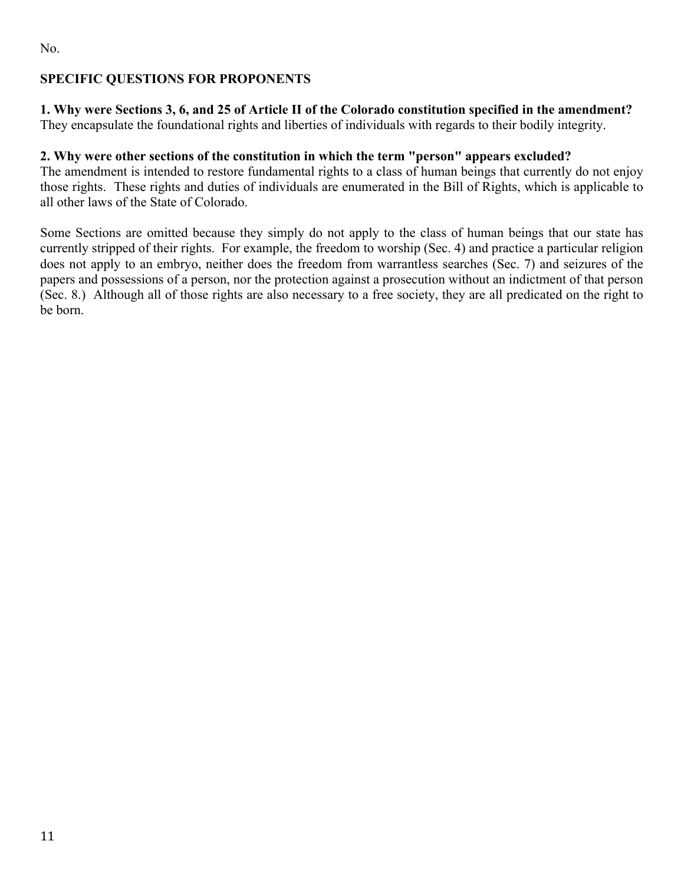No.

**SPECIFIC QUESTIONS FOR PROPONENTS**

**1. Why were Sections 3, 6, and 25 of Article II of the Colorado constitution specified in the amendment?**
They encapsulate the foundational rights and liberties of individuals with regards to their bodily integrity.

**2. Why were other sections of the constitution in which the term "person" appears excluded?**
The amendment is intended to restore fundamental rights to a class of human beings that currently do not enjoy those rights. These rights and duties of individuals are enumerated in the Bill of Rights, which is applicable to all other laws of the State of Colorado.

Some Sections are omitted because they simply do not apply to the class of human beings that our state has currently stripped of their rights. For example, the freedom to worship (Sec. 4) and practice a particular religion does not apply to an embryo, neither does the freedom from warrantless searches (Sec. 7) and seizures of the papers and possessions of a person, nor the protection against a prosecution without an indictment of that person (Sec. 8.) Although all of those rights are also necessary to a free society, they are all predicated on the right to be born.